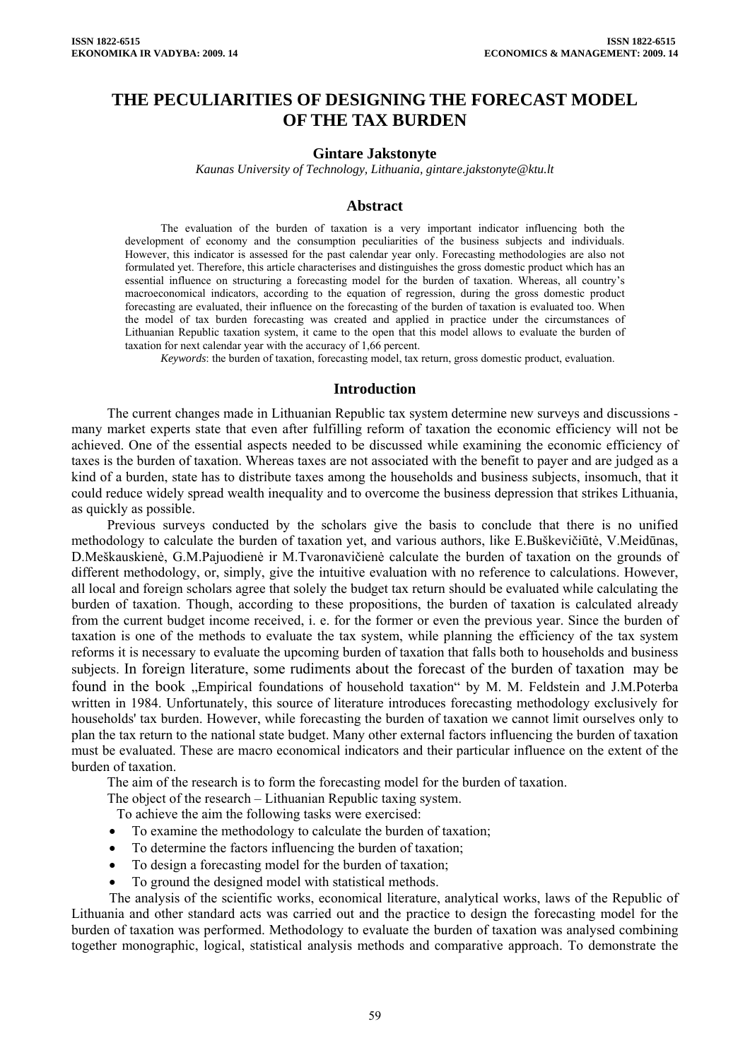# THE PECULIARITIES OF DESIGNING THE FORECAST MODEL OF THE TAX BURDEN

**Gintare Jakstonyte**

*Kaunas University of Technology, Lithuania, gintare.jakstonyte@ktu.lt*

## Abstract

The evaluation of the burden of taxation is a very important indicator influencing both the development of economy and the consumption peculiarities of the business subjects and individuals. However, this indicator is assessed for the past calendar year only. Forecasting methodologies are also not formulated yet. Therefore, this article characterises and distinguishes the gross domestic product which has an essential influence on structuring a forecasting model for the burden of taxation. Whereas, all country's macroeconomical indicators, according to the equation of regression, during the gross domestic product forecasting are evaluated, their influence on the forecasting of the burden of taxation is evaluated too. When the model of tax burden forecasting was created and applied in practice under the circumstances of Lithuanian Republic taxation system, it came to the open that this model allows to evaluate the burden of taxation for next calendar year with the accuracy of 1,66 percent.

*Keywords*: the burden of taxation, forecasting model, tax return, gross domestic product, evaluation.

## Introduction

The current changes made in Lithuanian Republic tax system determine new surveys and discussions - many market experts state that even after fulfilling reform of taxation the economic efficiency will not be achieved. One of the essential aspects needed to be discussed while examining the economic efficiency of taxes is the burden of taxation. Whereas taxes are not associated with the benefit to payer and are judged as a kind of a burden, state has to distribute taxes among the households and business subjects, insomuch, that it could reduce widely spread wealth inequality and to overcome the business depression that strikes Lithuania, as quickly as possible.

Previous surveys conducted by the scholars give the basis to conclude that there is no unified methodology to calculate the burden of taxation yet, and various authors, like E.Buškevičiūtė, V.Meidūnas, D.Meškauskienė, G.M.Pajuodienė ir M.Tvaronavičienė calculate the burden of taxation on the grounds of different methodology, or, simply, give the intuitive evaluation with no reference to calculations. However, all local and foreign scholars agree that solely the budget tax return should be evaluated while calculating the burden of taxation. Though, according to these propositions, the burden of taxation is calculated already from the current budget income received, i. e. for the former or even the previous year. Since the burden of taxation is one of the methods to evaluate the tax system, while planning the efficiency of the tax system reforms it is necessary to evaluate the upcoming burden of taxation that falls both to households and business subjects. In foreign literature, some rudiments about the forecast of the burden of taxation may be found in the book „Empirical foundations of household taxation" by M. M. Feldstein and J.M.Poterba written in 1984. Unfortunately, this source of literature introduces forecasting methodology exclusively for households' tax burden. However, while forecasting the burden of taxation we cannot limit ourselves only to plan the tax return to the national state budget. Many other external factors influencing the burden of taxation must be evaluated. These are macro economical indicators and their particular influence on the extent of the burden of taxation.

The aim of the research is to form the forecasting model for the burden of taxation.

The object of the research – Lithuanian Republic taxing system.

To achieve the aim the following tasks were exercised:

- To examine the methodology to calculate the burden of taxation;
- To determine the factors influencing the burden of taxation;
- To design a forecasting model for the burden of taxation;
- To ground the designed model with statistical methods.

The analysis of the scientific works, economical literature, analytical works, laws of the Republic of Lithuania and other standard acts was carried out and the practice to design the forecasting model for the burden of taxation was performed. Methodology to evaluate the burden of taxation was analysed combining together monographic, logical, statistical analysis methods and comparative approach. To demonstrate the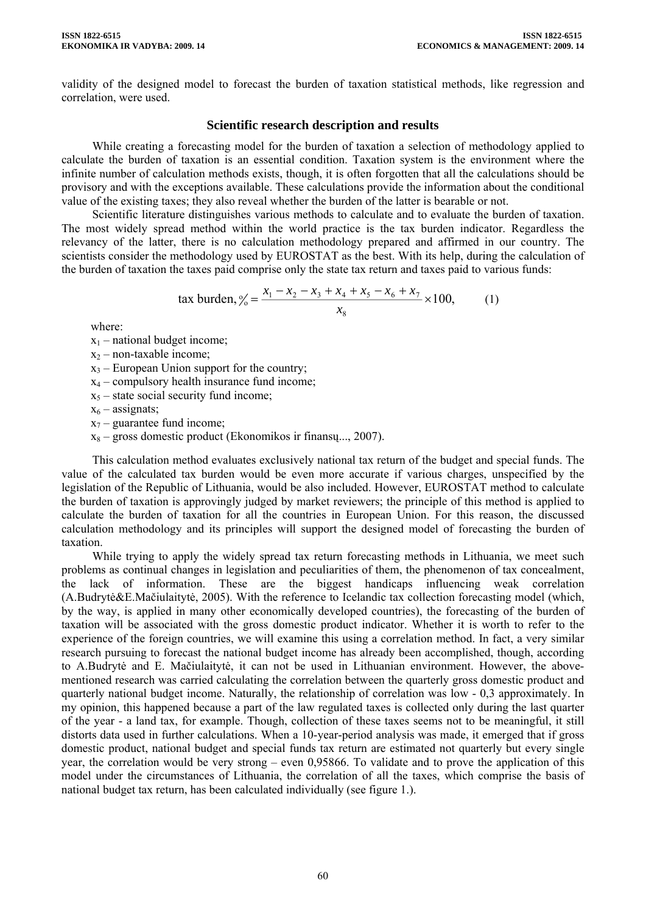validity of the designed model to forecast the burden of taxation statistical methods, like regression and correlation, were used.

## Scientific research description and results

While creating a forecasting model for the burden of taxation a selection of methodology applied to calculate the burden of taxation is an essential condition. Taxation system is the environment where the infinite number of calculation methods exists, though, it is often forgotten that all the calculations should be provisory and with the exceptions available. These calculations provide the information about the conditional value of the existing taxes; they also reveal whether the burden of the latter is bearable or not.

Scientific literature distinguishes various methods to calculate and to evaluate the burden of taxation. The most widely spread method within the world practice is the tax burden indicator. Regardless the relevancy of the latter, there is no calculation methodology prepared and affirmed in our country. The scientists consider the methodology used by EUROSTAT as the best. With its help, during the calculation of the burden of taxation the taxes paid comprise only the state tax return and taxes paid to various funds:

$$\text{tax burden, \%} = \frac{x_1 - x_2 - x_3 + x_4 + x_5 - x_6 + x_7}{x_8} \times 100, \qquad (1)$$

where:

$x_1$ – national budget income;

$x_2$ – non-taxable income;

$x_3$ – European Union support for the country;

$x_4$ – compulsory health insurance fund income;

$x_5$ – state social security fund income;

$x_6$ – assignats;

$x_7$ – guarantee fund income;

$x_8$ – gross domestic product (Ekonomikos ir finansų..., 2007).

This calculation method evaluates exclusively national tax return of the budget and special funds. The value of the calculated tax burden would be even more accurate if various charges, unspecified by the legislation of the Republic of Lithuania, would be also included. However, EUROSTAT method to calculate the burden of taxation is approvingly judged by market reviewers; the principle of this method is applied to calculate the burden of taxation for all the countries in European Union. For this reason, the discussed calculation methodology and its principles will support the designed model of forecasting the burden of taxation.

While trying to apply the widely spread tax return forecasting methods in Lithuania, we meet such problems as continual changes in legislation and peculiarities of them, the phenomenon of tax concealment, the lack of information. These are the biggest handicaps influencing weak correlation (A.Budrytė&E.Mačiulaitytė, 2005). With the reference to Icelandic tax collection forecasting model (which, by the way, is applied in many other economically developed countries), the forecasting of the burden of taxation will be associated with the gross domestic product indicator. Whether it is worth to refer to the experience of the foreign countries, we will examine this using a correlation method. In fact, a very similar research pursuing to forecast the national budget income has already been accomplished, though, according to A.Budrytė and E. Mačiulaitytė, it can not be used in Lithuanian environment. However, the above-mentioned research was carried calculating the correlation between the quarterly gross domestic product and quarterly national budget income. Naturally, the relationship of correlation was low - 0,3 approximately. In my opinion, this happened because a part of the law regulated taxes is collected only during the last quarter of the year - a land tax, for example. Though, collection of these taxes seems not to be meaningful, it still distorts data used in further calculations. When a 10-year-period analysis was made, it emerged that if gross domestic product, national budget and special funds tax return are estimated not quarterly but every single year, the correlation would be very strong – even 0,95866. To validate and to prove the application of this model under the circumstances of Lithuania, the correlation of all the taxes, which comprise the basis of national budget tax return, has been calculated individually (see figure 1.).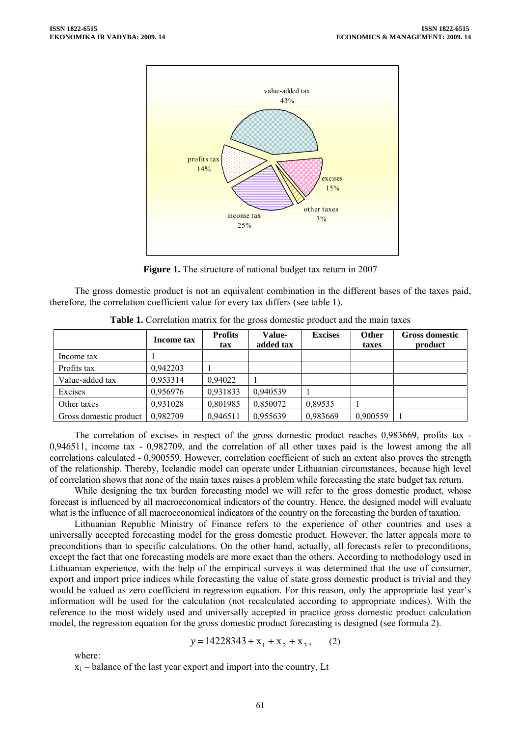**Figure 1.** The structure of national budget tax return in 2007

The gross domestic product is not an equivalent combination in the different bases of the taxes paid, therefore, the correlation coefficient value for every tax differs (see table 1).

**Table 1.** Correlation matrix for the gross domestic product and the main taxes

| | Income tax | Profits tax | Value-added tax | Excises | Other taxes | Gross domestic product |
|---|---|---|---|---|---|---|
| Income tax | 1 | | | | | |
| Profits tax | 0,942203 | 1 | | | | |
| Value-added tax | 0,953314 | 0,94022 | 1 | | | |
| Excises | 0,956976 | 0,931833 | 0,940539 | 1 | | |
| Other taxes | 0,931028 | 0,801985 | 0,850072 | 0,89535 | 1 | |
| Gross domestic product | 0,982709 | 0,946511 | 0,955639 | 0,983669 | 0,900559 | 1 |

The correlation of excises in respect of the gross domestic product reaches 0,983669, profits tax - 0,946511, income tax - 0,982709, and the correlation of all other taxes paid is the lowest among the all correlations calculated - 0,900559. However, correlation coefficient of such an extent also proves the strength of the relationship. Thereby, Icelandic model can operate under Lithuanian circumstances, because high level of correlation shows that none of the main taxes raises a problem while forecasting the state budget tax return.

While designing the tax burden forecasting model we will refer to the gross domestic product, whose forecast is influenced by all macroeconomical indicators of the country. Hence, the designed model will evaluate what is the influence of all macroeconomical indicators of the country on the forecasting the burden of taxation.

Lithuanian Republic Ministry of Finance refers to the experience of other countries and uses a universally accepted forecasting model for the gross domestic product. However, the latter appeals more to preconditions than to specific calculations. On the other hand, actually, all forecasts refer to preconditions, except the fact that one forecasting models are more exact than the others. According to methodology used in Lithuanian experience, with the help of the empirical surveys it was determined that the use of consumer, export and import price indices while forecasting the value of state gross domestic product is trivial and they would be valued as zero coefficient in regression equation. For this reason, only the appropriate last year's information will be used for the calculation (not recalculated according to appropriate indices). With the reference to the most widely used and universally accepted in practice gross domestic product calculation model, the regression equation for the gross domestic product forecasting is designed (see formula 2).

$$y = 14228343 + x_1 + x_2 + x_3, \qquad (2)$$

where:

$x_1$ – balance of the last year export and import into the country, Lt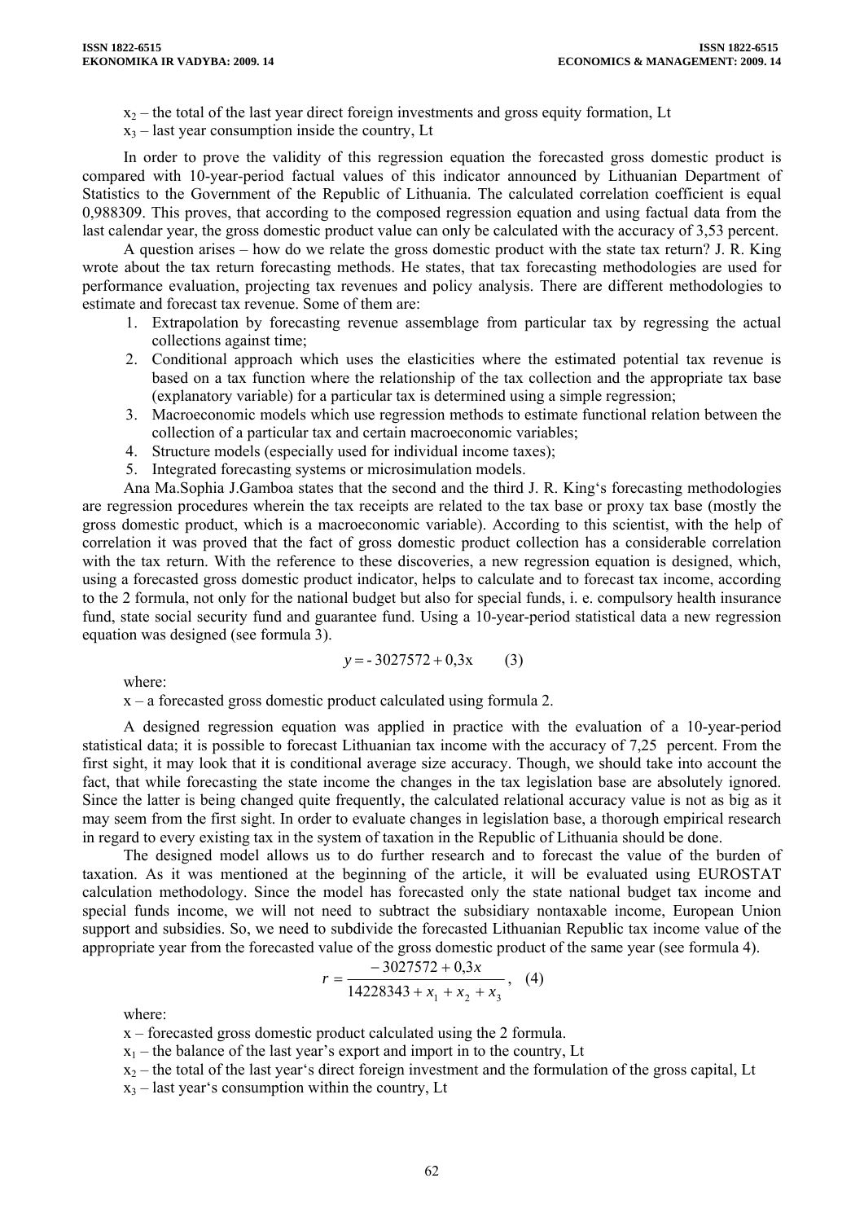$x_2$ – the total of the last year direct foreign investments and gross equity formation, Lt

$x_3$ – last year consumption inside the country, Lt

In order to prove the validity of this regression equation the forecasted gross domestic product is compared with 10-year-period factual values of this indicator announced by Lithuanian Department of Statistics to the Government of the Republic of Lithuania. The calculated correlation coefficient is equal 0,988309. This proves, that according to the composed regression equation and using factual data from the last calendar year, the gross domestic product value can only be calculated with the accuracy of 3,53 percent.

A question arises – how do we relate the gross domestic product with the state tax return? J. R. King wrote about the tax return forecasting methods. He states, that tax forecasting methodologies are used for performance evaluation, projecting tax revenues and policy analysis. There are different methodologies to estimate and forecast tax revenue. Some of them are:

1. Extrapolation by forecasting revenue assemblage from particular tax by regressing the actual collections against time;
2. Conditional approach which uses the elasticities where the estimated potential tax revenue is based on a tax function where the relationship of the tax collection and the appropriate tax base (explanatory variable) for a particular tax is determined using a simple regression;
3. Macroeconomic models which use regression methods to estimate functional relation between the collection of a particular tax and certain macroeconomic variables;
4. Structure models (especially used for individual income taxes);
5. Integrated forecasting systems or microsimulation models.

Ana Ma.Sophia J.Gamboa states that the second and the third J. R. King's forecasting methodologies are regression procedures wherein the tax receipts are related to the tax base or proxy tax base (mostly the gross domestic product, which is a macroeconomic variable). According to this scientist, with the help of correlation it was proved that the fact of gross domestic product collection has a considerable correlation with the tax return. With the reference to these discoveries, a new regression equation is designed, which, using a forecasted gross domestic product indicator, helps to calculate and to forecast tax income, according to the 2 formula, not only for the national budget but also for special funds, i. e. compulsory health insurance fund, state social security fund and guarantee fund. Using a 10-year-period statistical data a new regression equation was designed (see formula 3).

$$y = -3027572 + 0{,}3x \qquad (3)$$

where:

x – a forecasted gross domestic product calculated using formula 2.

A designed regression equation was applied in practice with the evaluation of a 10-year-period statistical data; it is possible to forecast Lithuanian tax income with the accuracy of 7,25 percent. From the first sight, it may look that it is conditional average size accuracy. Though, we should take into account the fact, that while forecasting the state income the changes in the tax legislation base are absolutely ignored. Since the latter is being changed quite frequently, the calculated relational accuracy value is not as big as it may seem from the first sight. In order to evaluate changes in legislation base, a thorough empirical research in regard to every existing tax in the system of taxation in the Republic of Lithuania should be done.

The designed model allows us to do further research and to forecast the value of the burden of taxation. As it was mentioned at the beginning of the article, it will be evaluated using EUROSTAT calculation methodology. Since the model has forecasted only the state national budget tax income and special funds income, we will not need to subtract the subsidiary nontaxable income, European Union support and subsidies. So, we need to subdivide the forecasted Lithuanian Republic tax income value of the appropriate year from the forecasted value of the gross domestic product of the same year (see formula 4).

$$r = \frac{-3027572 + 0{,}3x}{14228343 + x_1 + x_2 + x_3}, \quad (4)$$

where:

x – forecasted gross domestic product calculated using the 2 formula.

$x_1$ – the balance of the last year's export and import in to the country, Lt

$x_2$ – the total of the last year's direct foreign investment and the formulation of the gross capital, Lt

$x_3$ – last year's consumption within the country, Lt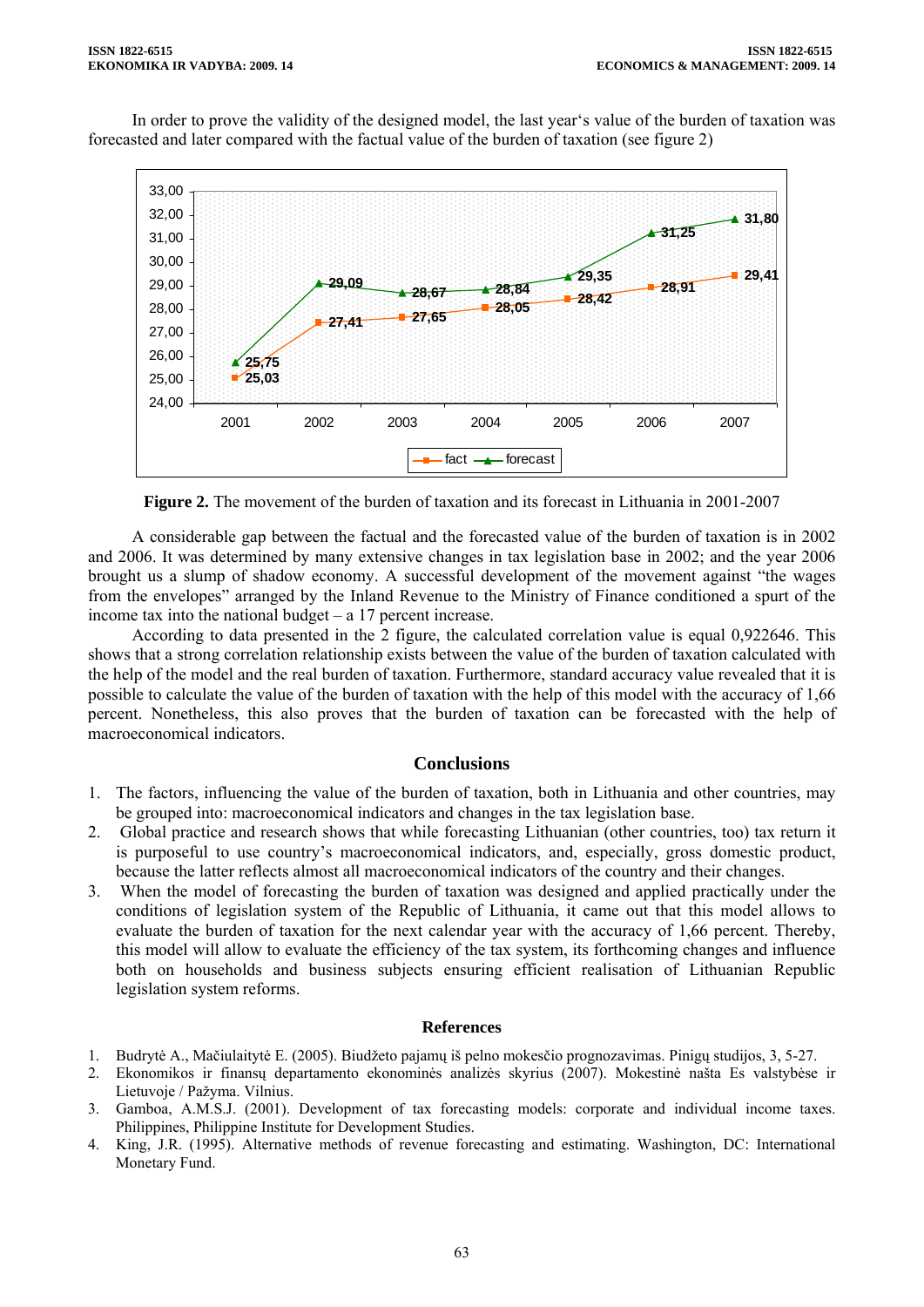In order to prove the validity of the designed model, the last year's value of the burden of taxation was forecasted and later compared with the factual value of the burden of taxation (see figure 2)

33,00
32,00
31,00
30,00
29,00
28,00
27,00
26,00
25,00
24,00

2001 2002 2003 2004 2005 2006 2007

25,75 29,09 28,67 28,84 29,35 31,25 31,80

25,03 27,41 27,65 28,05 28,42 28,91 29,41

fact forecast

**Figure 2.** The movement of the burden of taxation and its forecast in Lithuania in 2001-2007

A considerable gap between the factual and the forecasted value of the burden of taxation is in 2002 and 2006. It was determined by many extensive changes in tax legislation base in 2002; and the year 2006 brought us a slump of shadow economy. A successful development of the movement against "the wages from the envelopes" arranged by the Inland Revenue to the Ministry of Finance conditioned a spurt of the income tax into the national budget – a 17 percent increase.

According to data presented in the 2 figure, the calculated correlation value is equal 0,922646. This shows that a strong correlation relationship exists between the value of the burden of taxation calculated with the help of the model and the real burden of taxation. Furthermore, standard accuracy value revealed that it is possible to calculate the value of the burden of taxation with the help of this model with the accuracy of 1,66 percent. Nonetheless, this also proves that the burden of taxation can be forecasted with the help of macroeconomical indicators.

## Conclusions

1. The factors, influencing the value of the burden of taxation, both in Lithuania and other countries, may be grouped into: macroeconomical indicators and changes in the tax legislation base.
2. Global practice and research shows that while forecasting Lithuanian (other countries, too) tax return it is purposeful to use country's macroeconomical indicators, and, especially, gross domestic product, because the latter reflects almost all macroeconomical indicators of the country and their changes.
3. When the model of forecasting the burden of taxation was designed and applied practically under the conditions of legislation system of the Republic of Lithuania, it came out that this model allows to evaluate the burden of taxation for the next calendar year with the accuracy of 1,66 percent. Thereby, this model will allow to evaluate the efficiency of the tax system, its forthcoming changes and influence both on households and business subjects ensuring efficient realisation of Lithuanian Republic legislation system reforms.

## References

1. Budrytė A., Mačiulaitytė E. (2005). Biudžeto pajamų iš pelno mokesčio prognozavimas. Pinigų studijos, 3, 5-27.
2. Ekonomikos ir finansų departamento ekonominės analizės skyrius (2007). Mokestinė našta Es valstybėse ir Lietuvoje / Pažyma. Vilnius.
3. Gamboa, A.M.S.J. (2001). Development of tax forecasting models: corporate and individual income taxes. Philippines, Philippine Institute for Development Studies.
4. King, J.R. (1995). Alternative methods of revenue forecasting and estimating. Washington, DC: International Monetary Fund.